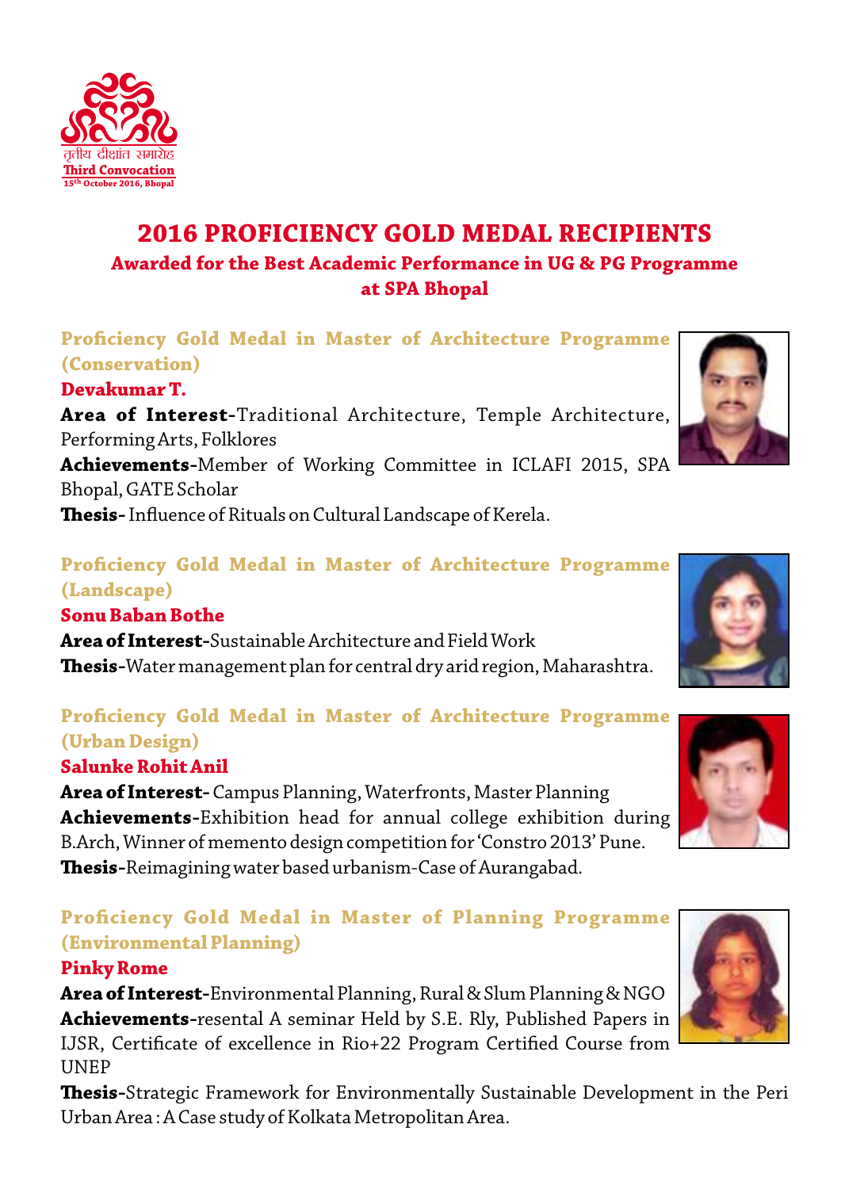तृतीय दीक्षांत समारोह
Third Convocation
15th October 2016, Bhopal

# 2016 PROFICIENCY GOLD MEDAL RECIPIENTS

### Awarded for the Best Academic Performance in UG & PG Programme at SPA Bhopal

## Proficiency Gold Medal in Master of Architecture Programme (Conservation)

**Devakumar T.**

**Area of Interest-**Traditional Architecture, Temple Architecture, Performing Arts, Folklores

**Achievements-**Member of Working Committee in ICLAFI 2015, SPA Bhopal, GATE Scholar

**Thesis-** Influence of Rituals on Cultural Landscape of Kerela.

## Proficiency Gold Medal in Master of Architecture Programme (Landscape)

**Sonu Baban Bothe**

**Area of Interest-**Sustainable Architecture and Field Work

**Thesis-**Water management plan for central dry arid region, Maharashtra.

## Proficiency Gold Medal in Master of Architecture Programme (Urban Design)

**Salunke Rohit Anil**

**Area of Interest-** Campus Planning, Waterfronts, Master Planning

**Achievements-**Exhibition head for annual college exhibition during B.Arch, Winner of memento design competition for 'Constro 2013' Pune.

**Thesis-**Reimagining water based urbanism-Case of Aurangabad.

## Proficiency Gold Medal in Master of Planning Programme (Environmental Planning)

**Pinky Rome**

**Area of Interest-**Environmental Planning, Rural & Slum Planning & NGO

**Achievements-**resental A seminar Held by S.E. Rly, Published Papers in IJSR, Certificate of excellence in Rio+22 Program Certified Course from UNEP

**Thesis-**Strategic Framework for Environmentally Sustainable Development in the Peri Urban Area : A Case study of Kolkata Metropolitan Area.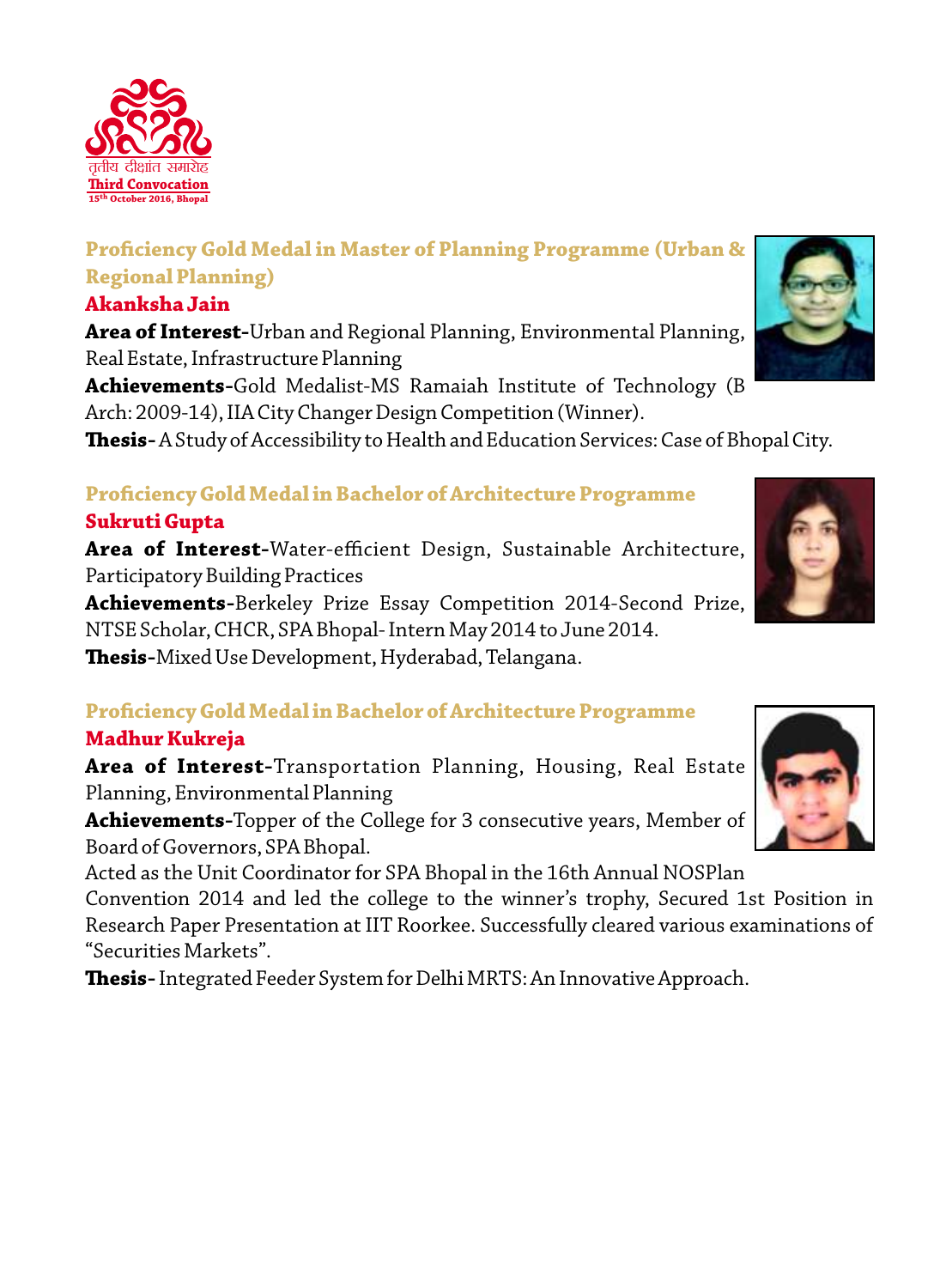तृतीय दीक्षांत समारोह
Third Convocation
15th October 2016, Bhopal

## Proficiency Gold Medal in Master of Planning Programme (Urban & Regional Planning)

### Akanksha Jain

**Area of Interest-**Urban and Regional Planning, Environmental Planning, Real Estate, Infrastructure Planning

**Achievements-**Gold Medalist-MS Ramaiah Institute of Technology (B Arch: 2009-14), IIA City Changer Design Competition (Winner).

**Thesis-** A Study of Accessibility to Health and Education Services: Case of Bhopal City.

## Proficiency Gold Medal in Bachelor of Architecture Programme

### Sukruti Gupta

**Area of Interest-**Water-efficient Design, Sustainable Architecture, Participatory Building Practices

**Achievements-**Berkeley Prize Essay Competition 2014-Second Prize, NTSE Scholar, CHCR, SPA Bhopal- Intern May 2014 to June 2014.

**Thesis-**Mixed Use Development, Hyderabad, Telangana.

## Proficiency Gold Medal in Bachelor of Architecture Programme

### Madhur Kukreja

**Area of Interest-**Transportation Planning, Housing, Real Estate Planning, Environmental Planning

**Achievements-**Topper of the College for 3 consecutive years, Member of Board of Governors, SPA Bhopal.

Acted as the Unit Coordinator for SPA Bhopal in the 16th Annual NOSPlan Convention 2014 and led the college to the winner's trophy, Secured 1st Position in Research Paper Presentation at IIT Roorkee. Successfully cleared various examinations of "Securities Markets".

**Thesis-** Integrated Feeder System for Delhi MRTS: An Innovative Approach.